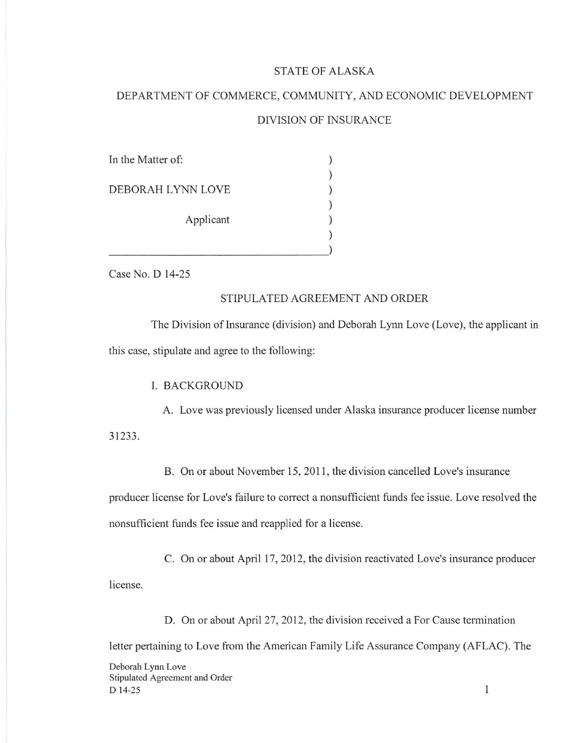STATE OF ALASKA

DEPARTMENT OF COMMERCE, COMMUNITY, AND ECONOMIC DEVELOPMENT

DIVISION OF INSURANCE

In the Matter of:

DEBORAH LYNN LOVE

Applicant

Case No. D 14-25

STIPULATED AGREEMENT AND ORDER

The Division of Insurance (division) and Deborah Lynn Love (Love), the applicant in this case, stipulate and agree to the following:

I. BACKGROUND

A. Love was previously licensed under Alaska insurance producer license number 31233.

B. On or about November 15, 2011, the division cancelled Love's insurance producer license for Love's failure to correct a nonsufficient funds fee issue. Love resolved the nonsufficient funds fee issue and reapplied for a license.

C. On or about April 17, 2012, the division reactivated Love's insurance producer license.

D. On or about April 27, 2012, the division received a For Cause termination letter pertaining to Love from the American Family Life Assurance Company (AFLAC). The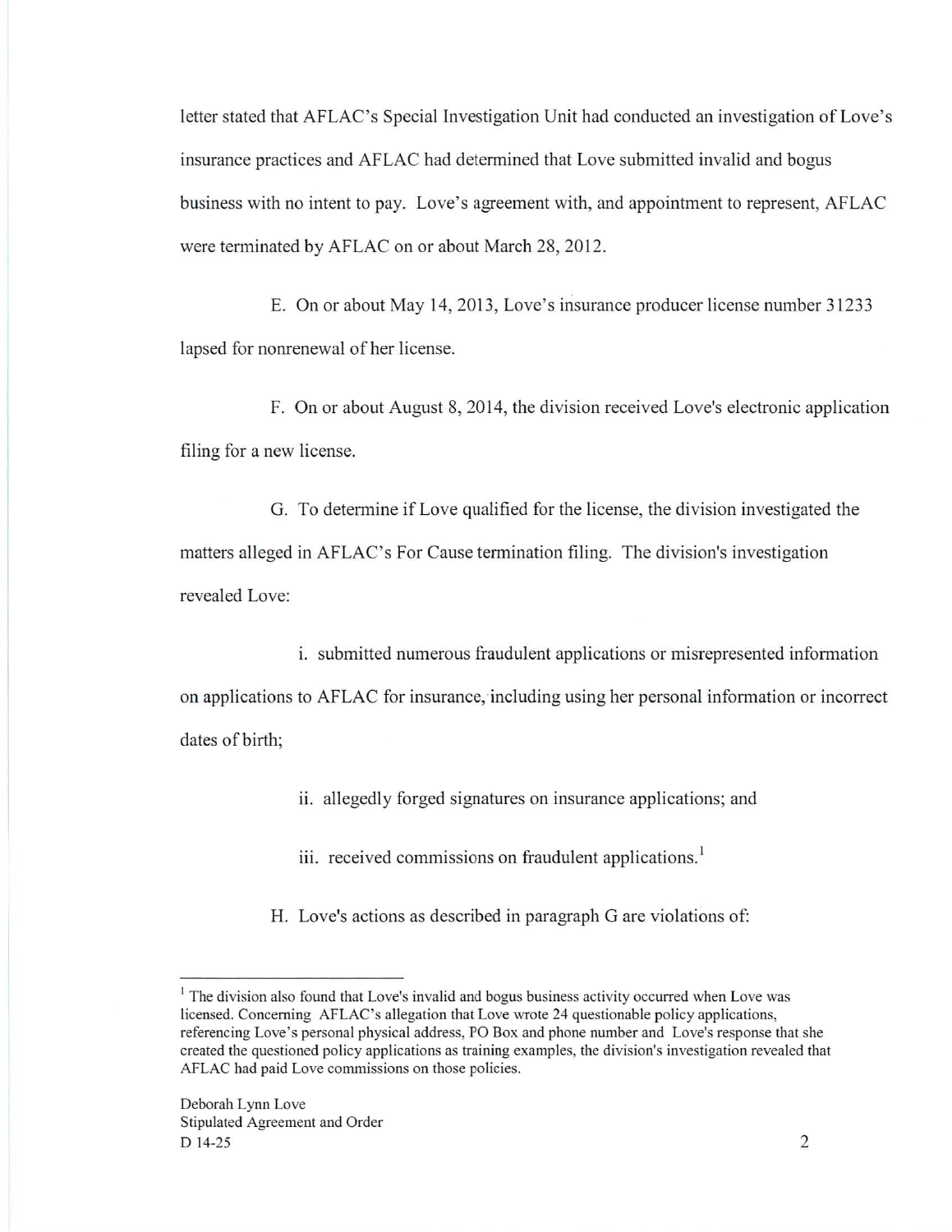letter stated that AFLAC's Special Investigation Unit had conducted an investigation of Love's insurance practices and AFLAC had determined that Love submitted invalid and bogus business with no intent to pay. Love's agreement with, and appointment to represent, AFLAC were terminated by AFLAC on or about March 28, 2012.

E. On or about May 14, 2013, Love's insurance producer license number 31233 lapsed for nonrenewal of her license.

F. On or about August 8, 2014, the division received Love's electronic application filing for a new license.

G. To determine if Love qualified for the license, the division investigated the matters alleged in AFLAC's For Cause termination filing. The division's investigation revealed Love:

i. submitted numerous fraudulent applications or misrepresented information on applications to AFLAC for insurance, including using her personal information or incorrect dates of birth;

ii. allegedly forged signatures on insurance applications; and

iii. received commissions on fraudulent applications.[1]

H. Love's actions as described in paragraph G are violations of:

---

[1] The division also found that Love's invalid and bogus business activity occurred when Love was licensed. Concerning AFLAC's allegation that Love wrote 24 questionable policy applications, referencing Love's personal physical address, PO Box and phone number and Love's response that she created the questioned policy applications as training examples, the division's investigation revealed that AFLAC had paid Love commissions on those policies.

Deborah Lynn Love
Stipulated Agreement and Order
D 14-25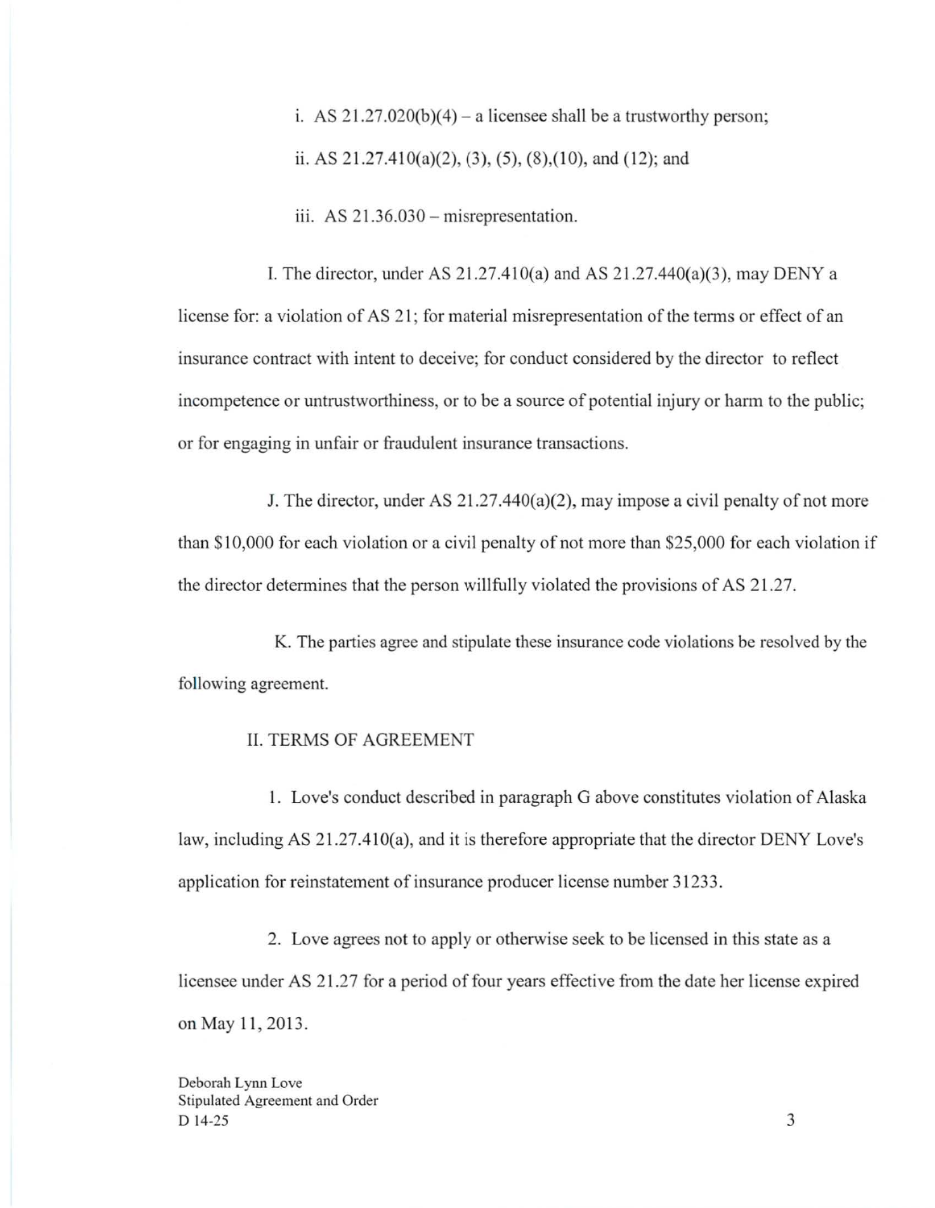i. AS 21.27.020(b)(4) – a licensee shall be a trustworthy person;

ii. AS 21.27.410(a)(2), (3), (5), (8),(10), and (12); and

iii. AS 21.36.030 – misrepresentation.

I. The director, under AS 21.27.410(a) and AS 21.27.440(a)(3), may DENY a license for: a violation of AS 21; for material misrepresentation of the terms or effect of an insurance contract with intent to deceive; for conduct considered by the director to reflect incompetence or untrustworthiness, or to be a source of potential injury or harm to the public; or for engaging in unfair or fraudulent insurance transactions.

J. The director, under AS 21.27.440(a)(2), may impose a civil penalty of not more than $10,000 for each violation or a civil penalty of not more than $25,000 for each violation if the director determines that the person willfully violated the provisions of AS 21.27.

K. The parties agree and stipulate these insurance code violations be resolved by the following agreement.

## II. TERMS OF AGREEMENT

1. Love's conduct described in paragraph G above constitutes violation of Alaska law, including AS 21.27.410(a), and it is therefore appropriate that the director DENY Love's application for reinstatement of insurance producer license number 31233.

2. Love agrees not to apply or otherwise seek to be licensed in this state as a licensee under AS 21.27 for a period of four years effective from the date her license expired on May 11, 2013.

Deborah Lynn Love
Stipulated Agreement and Order
D 14-25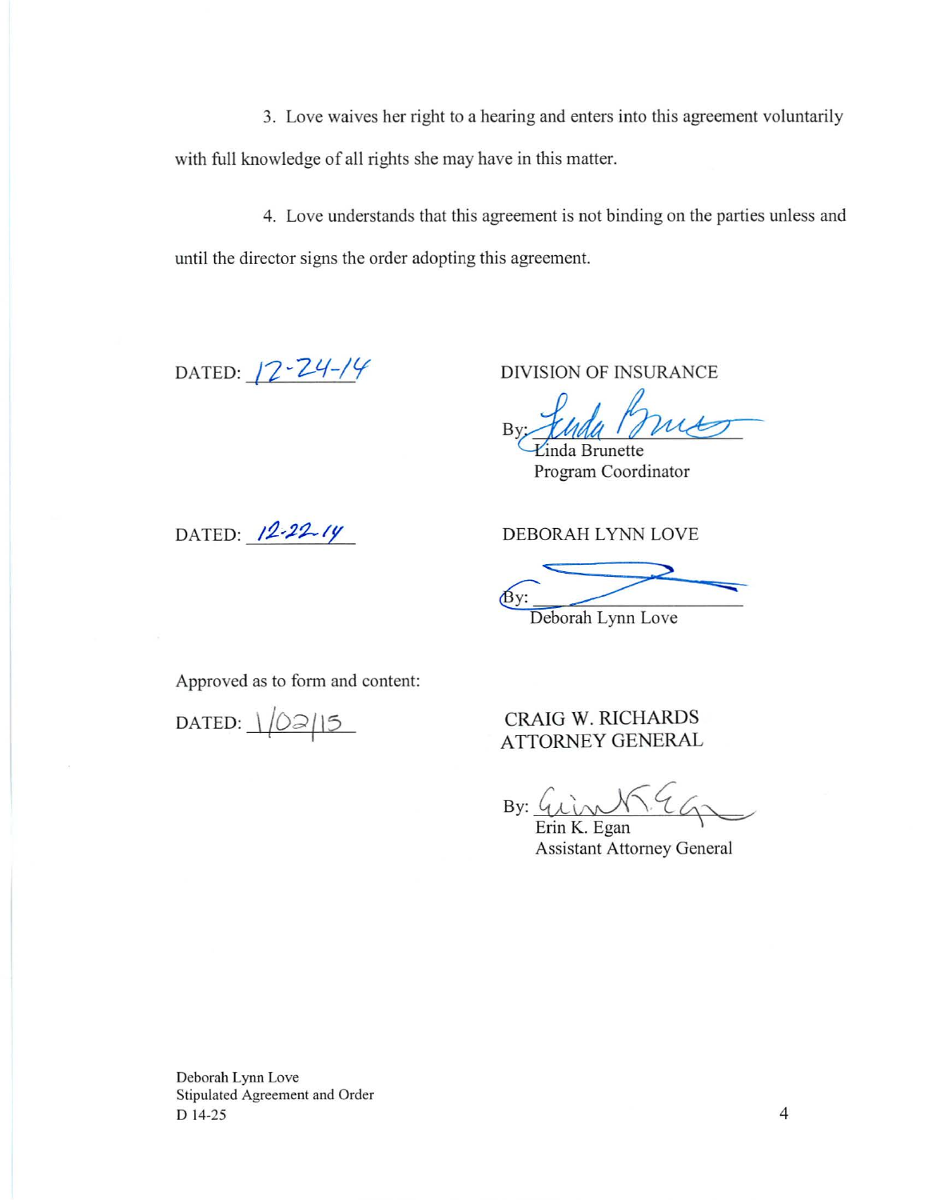3. Love waives her right to a hearing and enters into this agreement voluntarily with full knowledge of all rights she may have in this matter.

4. Love understands that this agreement is not binding on the parties unless and until the director signs the order adopting this agreement.

DATED: 12-24-14

DIVISION OF INSURANCE

By: 
Linda Brunette
Program Coordinator

DATED: 12-22-14

DEBORAH LYNN LOVE

By: 
Deborah Lynn Love

Approved as to form and content:

DATED: 1/02/15

CRAIG W. RICHARDS
ATTORNEY GENERAL

By: 
Erin K. Egan
Assistant Attorney General

Deborah Lynn Love
Stipulated Agreement and Order
D 14-25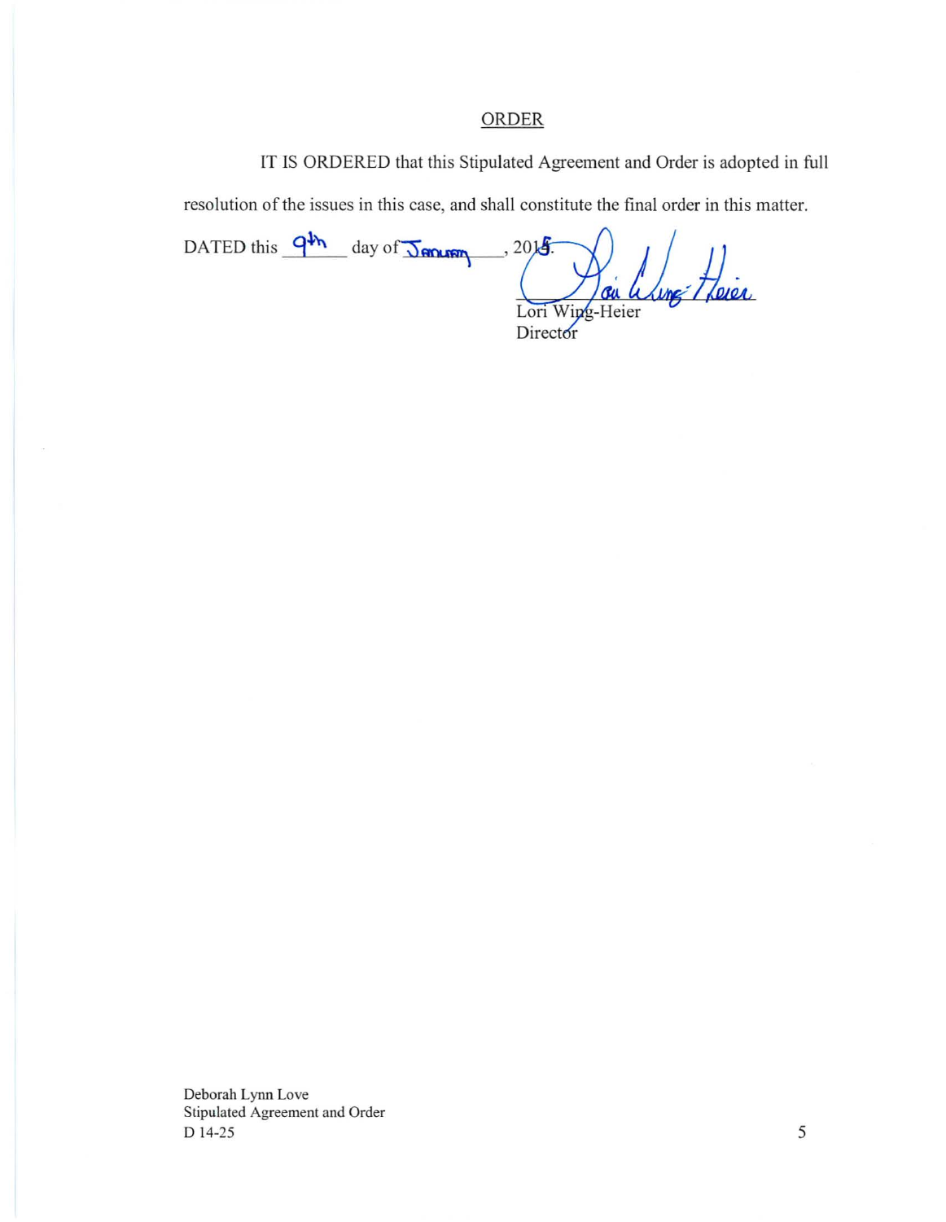## ORDER

IT IS ORDERED that this Stipulated Agreement and Order is adopted in full resolution of the issues in this case, and shall constitute the final order in this matter.

DATED this 9th day of January, 2015.

Lori Wing-Heier
Director

Deborah Lynn Love
Stipulated Agreement and Order
D 14-25